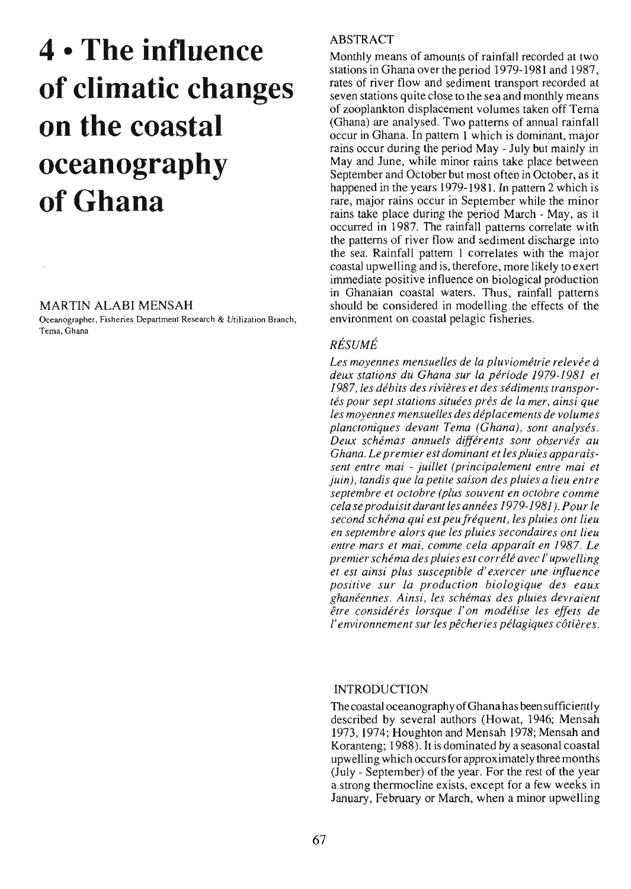# 4 • The influence of climatic changes on the coastal oceanography of Ghana

MARTIN ALABI MENSAH

Oceanographer, Fisheries Department Research & Utilization Branch, Tema, Ghana

## ABSTRACT

Monthly means of amounts of rainfall recorded at two stations in Ghana over the period 1979-1981 and 1987, rates of river flow and sediment transport recorded at seven stations quite close to the sea and monthly means of zooplankton displacement volumes taken off Tema (Ghana) are analysed. Two patterns of annual rainfall occur in Ghana. In pattern 1 which is dominant, major rains occur during the period May - July but mainly in May and June, while minor rains take place between September and October but most often in October, as it happened in the years 1979-1981. In pattern 2 which is rare, major rains occur in September while the minor rains take place during the period March - May, as it occurred in 1987. The rainfall patterns correlate with the patterns of river flow and sediment discharge into the sea. Rainfall pattern 1 correlates with the major coastal upwelling and is, therefore, more likely to exert immediate positive influence on biological production in Ghanaian coastal waters. Thus, rainfall patterns should be considered in modelling the effects of the environment on coastal pelagic fisheries.

## *RÉSUMÉ*

*Les moyennes mensuelles de la pluviométrie relevée à deux stations du Ghana sur la période 1979-1981 et 1987, les débits des rivières et des sédiments transportés pour sept stations situées près de la mer, ainsi que les moyennes mensuelles des déplacements de volumes planctoniques devant Tema (Ghana), sont analysés. Deux schémas annuels différents sont observés au Ghana. Le premier est dominant et les pluies apparaissent entre mai - juillet (principalement entre mai et juin), tandis que la petite saison des pluies a lieu entre septembre et octobre (plus souvent en octobre comme cela se produisit durant les années 1979-1981). Pour le second schéma qui est peu fréquent, les pluies ont lieu en septembre alors que les pluies secondaires ont lieu entre mars et mai, comme cela apparaît en 1987. Le premier schéma des pluies est corrélé avec l'upwelling et est ainsi plus susceptible d'exercer une influence positive sur la production biologique des eaux ghanéennes. Ainsi, les schémas des pluies devraient être considérés lorsque l'on modélise les effets de l'environnement sur les pêcheries pélagiques côtières.*

## INTRODUCTION

The coastal oceanography of Ghana has been sufficiently described by several authors (Howat, 1946; Mensah 1973, 1974; Houghton and Mensah 1978; Mensah and Koranteng; 1988). It is dominated by a seasonal coastal upwelling which occurs for approximately three months (July - September) of the year. For the rest of the year a strong thermocline exists, except for a few weeks in January, February or March, when a minor upwelling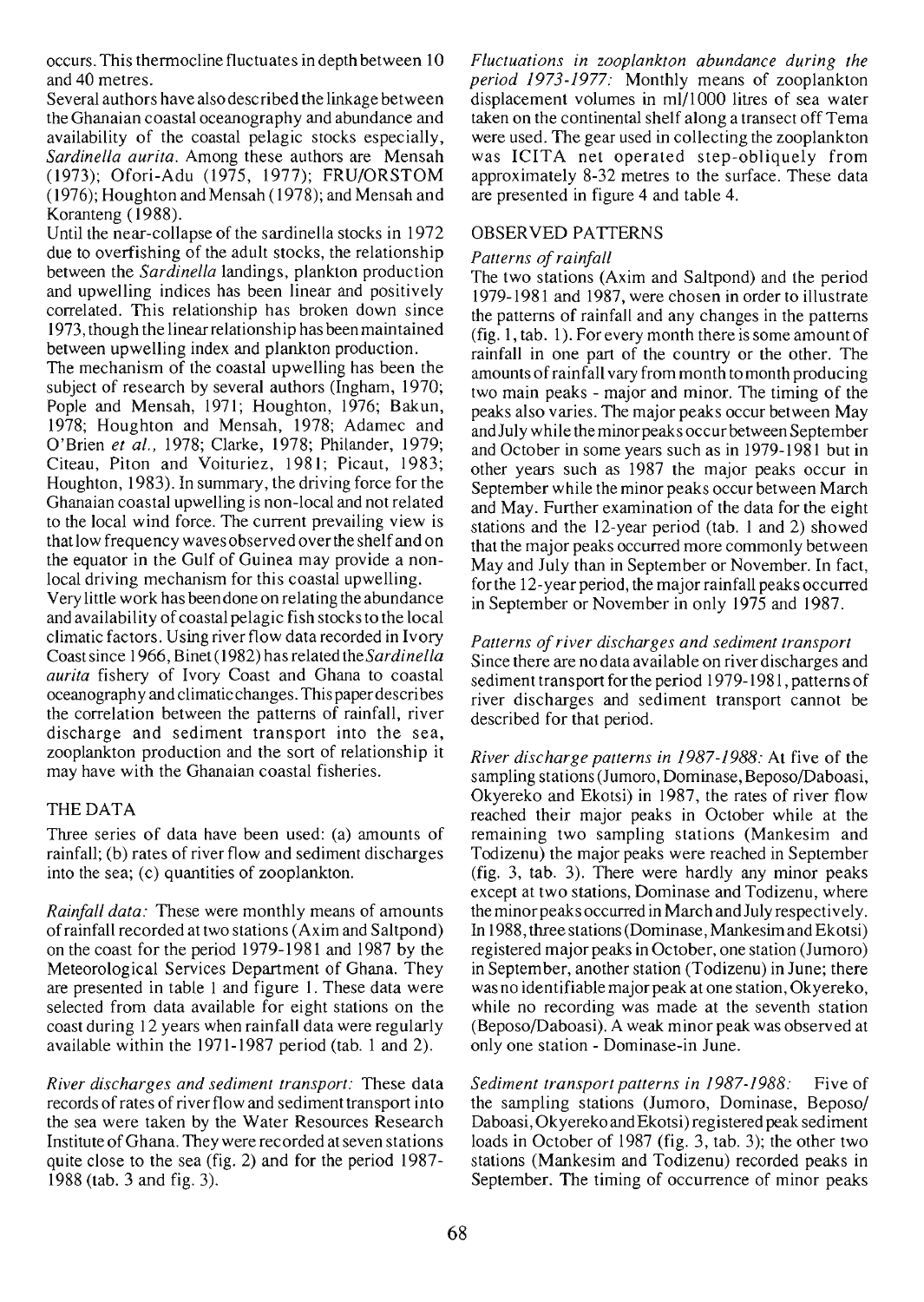occurs. This thermocline fluctuates in depth between 10 and 40 metres.

Several authors have also described the linkage between the Ghanaian coastal oceanography and abundance and availability of the coastal pelagic stocks especially, *Sardinella aurita*. Among these authors are Mensah (1973); Ofori-Adu (1975, 1977); FRU/ORSTOM (1976); Houghton and Mensah (1978); and Mensah and Koranteng (1988).

Until the near-collapse of the sardinella stocks in 1972 due to overfishing of the adult stocks, the relationship between the *Sardinella* landings, plankton production and upwelling indices has been linear and positively correlated. This relationship has broken down since 1973, though the linear relationship has been maintained between upwelling index and plankton production.

The mechanism of the coastal upwelling has been the subject of research by several authors (Ingham, 1970; Pople and Mensah, 1971; Houghton, 1976; Bakun, 1978; Houghton and Mensah, 1978; Adamec and O'Brien *et al.*, 1978; Clarke, 1978; Philander, 1979; Citeau, Piton and Voituriez, 1981; Picaut, 1983; Houghton, 1983). In summary, the driving force for the Ghanaian coastal upwelling is non-local and not related to the local wind force. The current prevailing view is that low frequency waves observed over the shelf and on the equator in the Gulf of Guinea may provide a non-local driving mechanism for this coastal upwelling.

Very little work has been done on relating the abundance and availability of coastal pelagic fish stocks to the local climatic factors. Using river flow data recorded in Ivory Coast since 1966, Binet (1982) has related the *Sardinella aurita* fishery of Ivory Coast and Ghana to coastal oceanography and climatic changes. This paper describes the correlation between the patterns of rainfall, river discharge and sediment transport into the sea, zooplankton production and the sort of relationship it may have with the Ghanaian coastal fisheries.

## THE DATA

Three series of data have been used: (a) amounts of rainfall; (b) rates of river flow and sediment discharges into the sea; (c) quantities of zooplankton.

*Rainfall data:* These were monthly means of amounts of rainfall recorded at two stations (Axim and Saltpond) on the coast for the period 1979-1981 and 1987 by the Meteorological Services Department of Ghana. They are presented in table 1 and figure 1. These data were selected from data available for eight stations on the coast during 12 years when rainfall data were regularly available within the 1971-1987 period (tab. 1 and 2).

*River discharges and sediment transport:* These data records of rates of river flow and sediment transport into the sea were taken by the Water Resources Research Institute of Ghana. They were recorded at seven stations quite close to the sea (fig. 2) and for the period 1987-1988 (tab. 3 and fig. 3).

*Fluctuations in zooplankton abundance during the period 1973-1977:* Monthly means of zooplankton displacement volumes in ml/1000 litres of sea water taken on the continental shelf along a transect off Tema were used. The gear used in collecting the zooplankton was ICITA net operated step-obliquely from approximately 8-32 metres to the surface. These data are presented in figure 4 and table 4.

## OBSERVED PATTERNS

### *Patterns of rainfall*

The two stations (Axim and Saltpond) and the period 1979-1981 and 1987, were chosen in order to illustrate the patterns of rainfall and any changes in the patterns (fig. 1, tab. 1). For every month there is some amount of rainfall in one part of the country or the other. The amounts of rainfall vary from month to month producing two main peaks - major and minor. The timing of the peaks also varies. The major peaks occur between May and July while the minor peaks occur between September and October in some years such as in 1979-1981 but in other years such as 1987 the major peaks occur in September while the minor peaks occur between March and May. Further examination of the data for the eight stations and the 12-year period (tab. 1 and 2) showed that the major peaks occurred more commonly between May and July than in September or November. In fact, for the 12-year period, the major rainfall peaks occurred in September or November in only 1975 and 1987.

### *Patterns of river discharges and sediment transport*

Since there are no data available on river discharges and sediment transport for the period 1979-1981, patterns of river discharges and sediment transport cannot be described for that period.

*River discharge patterns in 1987-1988:* At five of the sampling stations (Jumoro, Dominase, Beposo/Daboasi, Okyereko and Ekotsi) in 1987, the rates of river flow reached their major peaks in October while at the remaining two sampling stations (Mankesim and Todizenu) the major peaks were reached in September (fig. 3, tab. 3). There were hardly any minor peaks except at two stations, Dominase and Todizenu, where the minor peaks occurred in March and July respectively. In 1988, three stations (Dominase, Mankesim and Ekotsi) registered major peaks in October, one station (Jumoro) in September, another station (Todizenu) in June; there was no identifiable major peak at one station, Okyereko, while no recording was made at the seventh station (Beposo/Daboasi). A weak minor peak was observed at only one station - Dominase-in June.

*Sediment transport patterns in 1987-1988:* Five of the sampling stations (Jumoro, Dominase, Beposo/Daboasi, Okyereko and Ekotsi) registered peak sediment loads in October of 1987 (fig. 3, tab. 3); the other two stations (Mankesim and Todizenu) recorded peaks in September. The timing of occurrence of minor peaks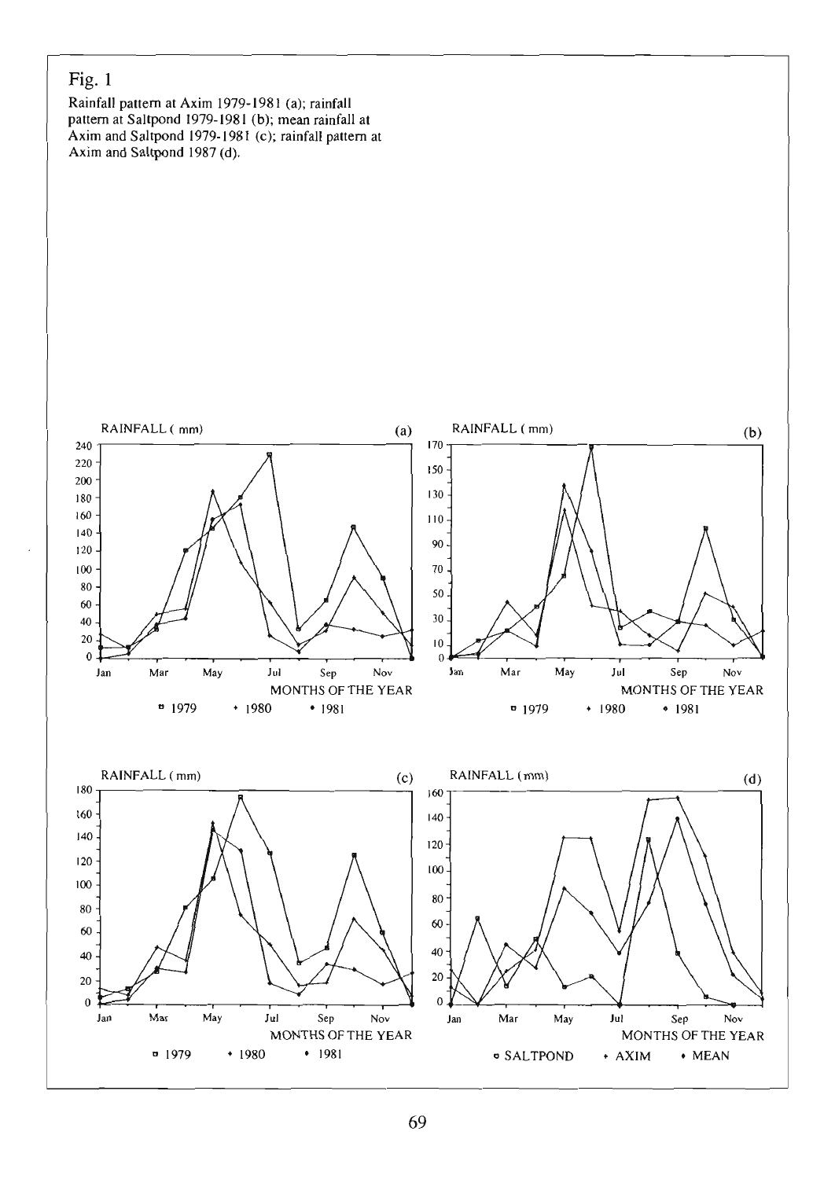Fig. 1

Rainfall pattern at Axim 1979-1981 (a); rainfall pattern at Saltpond 1979-1981 (b); mean rainfall at Axim and Saltpond 1979-1981 (c); rainfall pattern at Axim and Saltpond 1987 (d).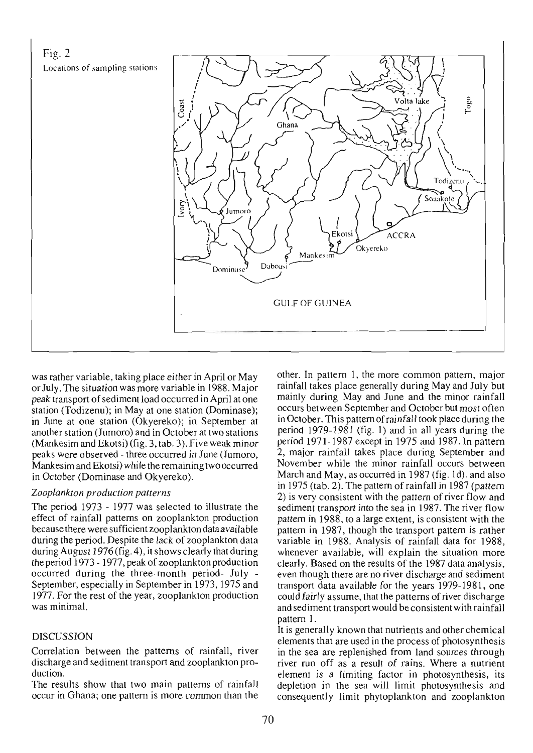Fig. 2
Locations of sampling stations

was rather variable, taking place either in April or May or July. The situation was more variable in 1988. Major peak transport of sediment load occurred in April at one station (Todizenu); in May at one station (Dominase); in June at one station (Okyereko); in September at another station (Jumoro) and in October at two stations (Mankesim and Ekotsi) (fig. 3, tab. 3). Five weak minor peaks were observed - three occurred in June (Jumoro, Mankesim and Ekotsi) while the remaining two occurred in October (Dominase and Okyereko).

*Zooplankton production patterns*

The period 1973 - 1977 was selected to illustrate the effect of rainfall patterns on zooplankton production because there were sufficient zooplankton data available during the period. Despite the lack of zooplankton data during August 1976 (fig. 4), it shows clearly that during the period 1973 - 1977, peak of zooplankton production occurred during the three-month period- July - September, especially in September in 1973, 1975 and 1977. For the rest of the year, zooplankton production was minimal.

## DISCUSSION

Correlation between the patterns of rainfall, river discharge and sediment transport and zooplankton production.

The results show that two main patterns of rainfall occur in Ghana; one pattern is more common than the other. In pattern 1, the more common pattern, major rainfall takes place generally during May and July but mainly during May and June and the minor rainfall occurs between September and October but most often in October. This pattern of rainfall took place during the period 1979-1981 (fig. 1) and in all years during the period 1971-1987 except in 1975 and 1987. In pattern 2, major rainfall takes place during September and November while the minor rainfall occurs between March and May, as occurred in 1987 (fig. 1d). and also in 1975 (tab. 2). The pattern of rainfall in 1987 (pattern 2) is very consistent with the pattern of river flow and sediment transport into the sea in 1987. The river flow pattern in 1988, to a large extent, is consistent with the pattern in 1987, though the transport pattern is rather variable in 1988. Analysis of rainfall data for 1988, whenever available, will explain the situation more clearly. Based on the results of the 1987 data analysis, even though there are no river discharge and sediment transport data available for the years 1979-1981, one could fairly assume, that the patterns of river discharge and sediment transport would be consistent with rainfall pattern 1.

It is generally known that nutrients and other chemical elements that are used in the process of photosynthesis in the sea are replenished from land sources through river run off as a result of rains. Where a nutrient element is a limiting factor in photosynthesis, its depletion in the sea will limit photosynthesis and consequently limit phytoplankton and zooplankton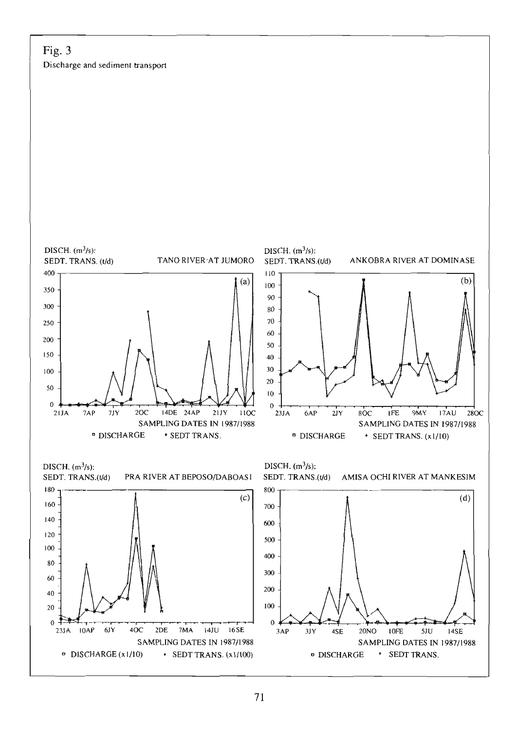Fig. 3

Discharge and sediment transport

DISCH. ($m^3/s$):
SEDT. TRANS. (t/d) TANO RIVER AT JUMORO

(a)

SAMPLING DATES IN 1987/1988

DISCHARGE • SEDT TRANS.

DISCH. ($m^3/s$):
SEDT. TRANS.(t/d) ANKOBRA RIVER AT DOMINASE

(b)

SAMPLING DATES IN 1987/1988

DISCHARGE • SEDT TRANS. (x1/10)

DISCH. ($m^3/s$):
SEDT. TRANS.(t/d) PRA RIVER AT BEPOSO/DABOASI

(c)

SAMPLING DATES IN 1987/1988

DISCHARGE (x1/10) • SEDT TRANS. (x1/100)

DISCH. ($m^3/s$):
SEDT. TRANS.(t/d) AMISA OCHI RIVER AT MANKESIM

(d)

SAMPLING DATES IN 1987/1988

DISCHARGE • SEDT TRANS.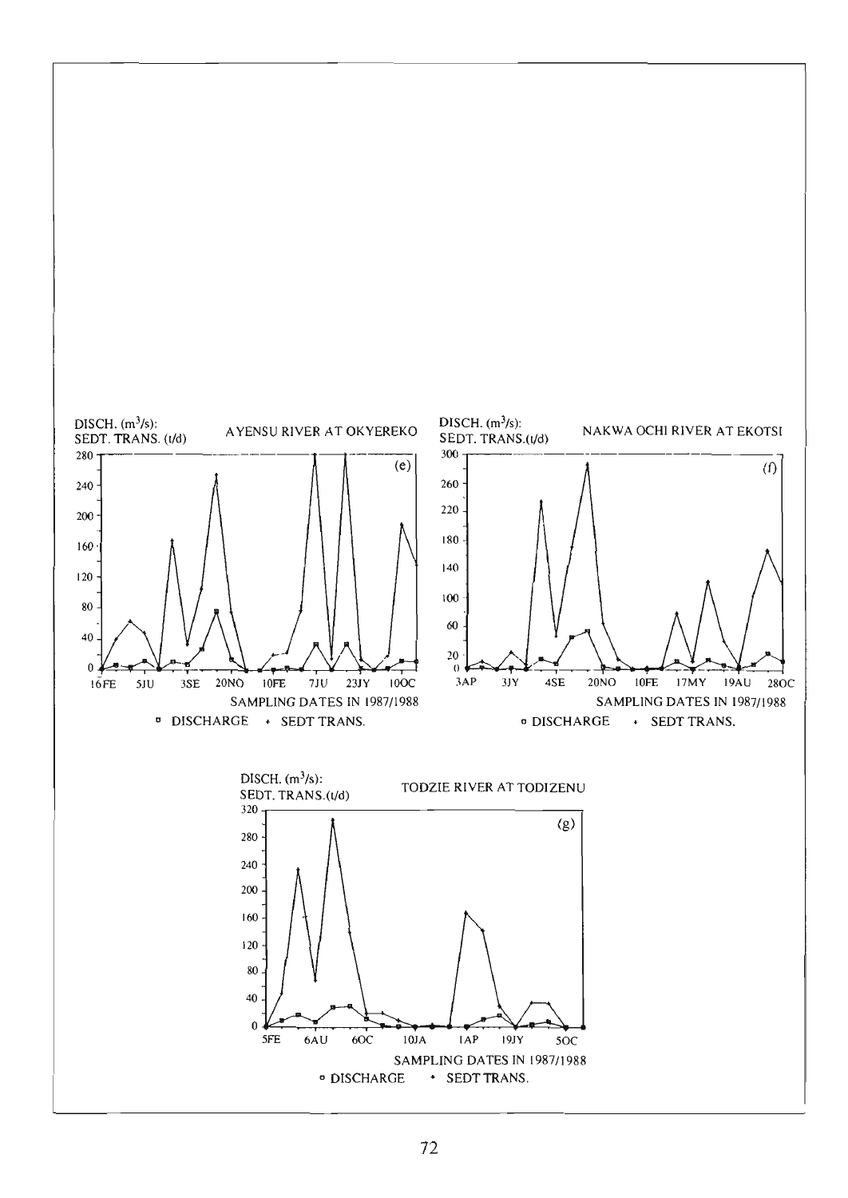DISCH. ($m^3/s$):
SEDT. TRANS. (t/d)

AYENSU RIVER AT OKYEREKO

(e)

SAMPLING DATES IN 1987/1988

▫ DISCHARGE + SEDT TRANS.

DISCH. ($m^3/s$):
SEDT. TRANS. (t/d)

NAKWA OCHI RIVER AT EKOTSI

(f)

SAMPLING DATES IN 1987/1988

▫ DISCHARGE + SEDT TRANS.

DISCH. ($m^3/s$):
SEDT. TRANS. (t/d)

TODZIE RIVER AT TODIZENU

(g)

SAMPLING DATES IN 1987/1988

▫ DISCHARGE + SEDT TRANS.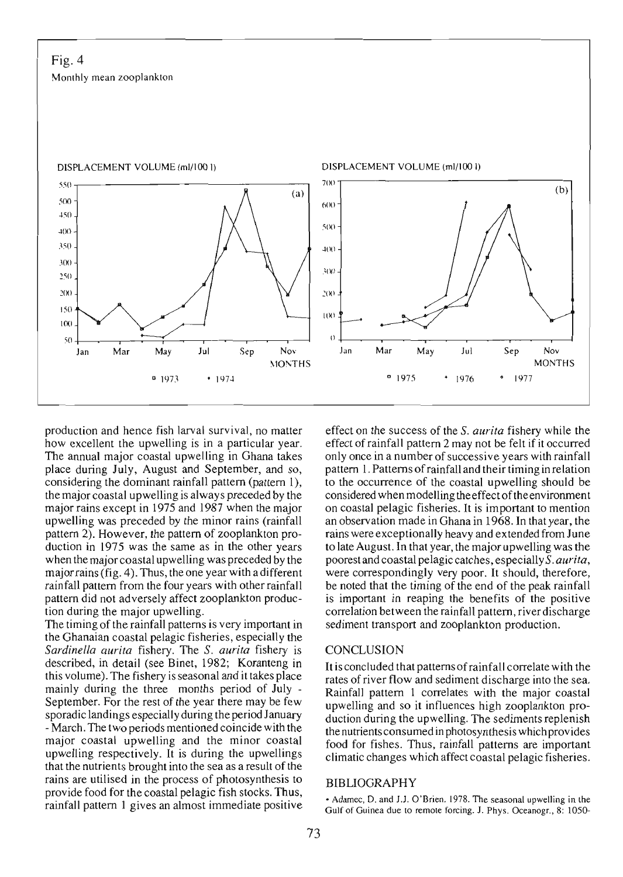Fig. 4

Monthly mean zooplankton

production and hence fish larval survival, no matter how excellent the upwelling is in a particular year. The annual major coastal upwelling in Ghana takes place during July, August and September, and so, considering the dominant rainfall pattern (pattern 1), the major coastal upwelling is always preceded by the major rains except in 1975 and 1987 when the major upwelling was preceded by the minor rains (rainfall pattern 2). However, the pattern of zooplankton production in 1975 was the same as in the other years when the major coastal upwelling was preceded by the major rains (fig. 4). Thus, the one year with a different rainfall pattern from the four years with other rainfall pattern did not adversely affect zooplankton production during the major upwelling.

The timing of the rainfall patterns is very important in the Ghanaian coastal pelagic fisheries, especially the *Sardinella aurita* fishery. The *S. aurita* fishery is described, in detail (see Binet, 1982; Koranteng in this volume). The fishery is seasonal and it takes place mainly during the three months period of July - September. For the rest of the year there may be few sporadic landings especially during the period January - March. The two periods mentioned coincide with the major coastal upwelling and the minor coastal upwelling respectively. It is during the upwellings that the nutrients brought into the sea as a result of the rains are utilised in the process of photosynthesis to provide food for the coastal pelagic fish stocks. Thus, rainfall pattern 1 gives an almost immediate positive effect on the success of the *S. aurita* fishery while the effect of rainfall pattern 2 may not be felt if it occurred only once in a number of successive years with rainfall pattern 1. Patterns of rainfall and their timing in relation to the occurrence of the coastal upwelling should be considered when modelling the effect of the environment on coastal pelagic fisheries. It is important to mention an observation made in Ghana in 1968. In that year, the rains were exceptionally heavy and extended from June to late August. In that year, the major upwelling was the poorest and coastal pelagic catches, especially *S. aurita*, were correspondingly very poor. It should, therefore, be noted that the timing of the end of the peak rainfall is important in reaping the benefits of the positive correlation between the rainfall pattern, river discharge sediment transport and zooplankton production.

## CONCLUSION

It is concluded that patterns of rainfall correlate with the rates of river flow and sediment discharge into the sea. Rainfall pattern 1 correlates with the major coastal upwelling and so it influences high zooplankton production during the upwelling. The sediments replenish the nutrients consumed in photosynthesis which provides food for fishes. Thus, rainfall patterns are important climatic changes which affect coastal pelagic fisheries.

## BIBLIOGRAPHY

- Adamec, D. and J.J. O'Brien. 1978. The seasonal upwelling in the Gulf of Guinea due to remote forcing. J. Phys. Oceanogr., 8: 1050-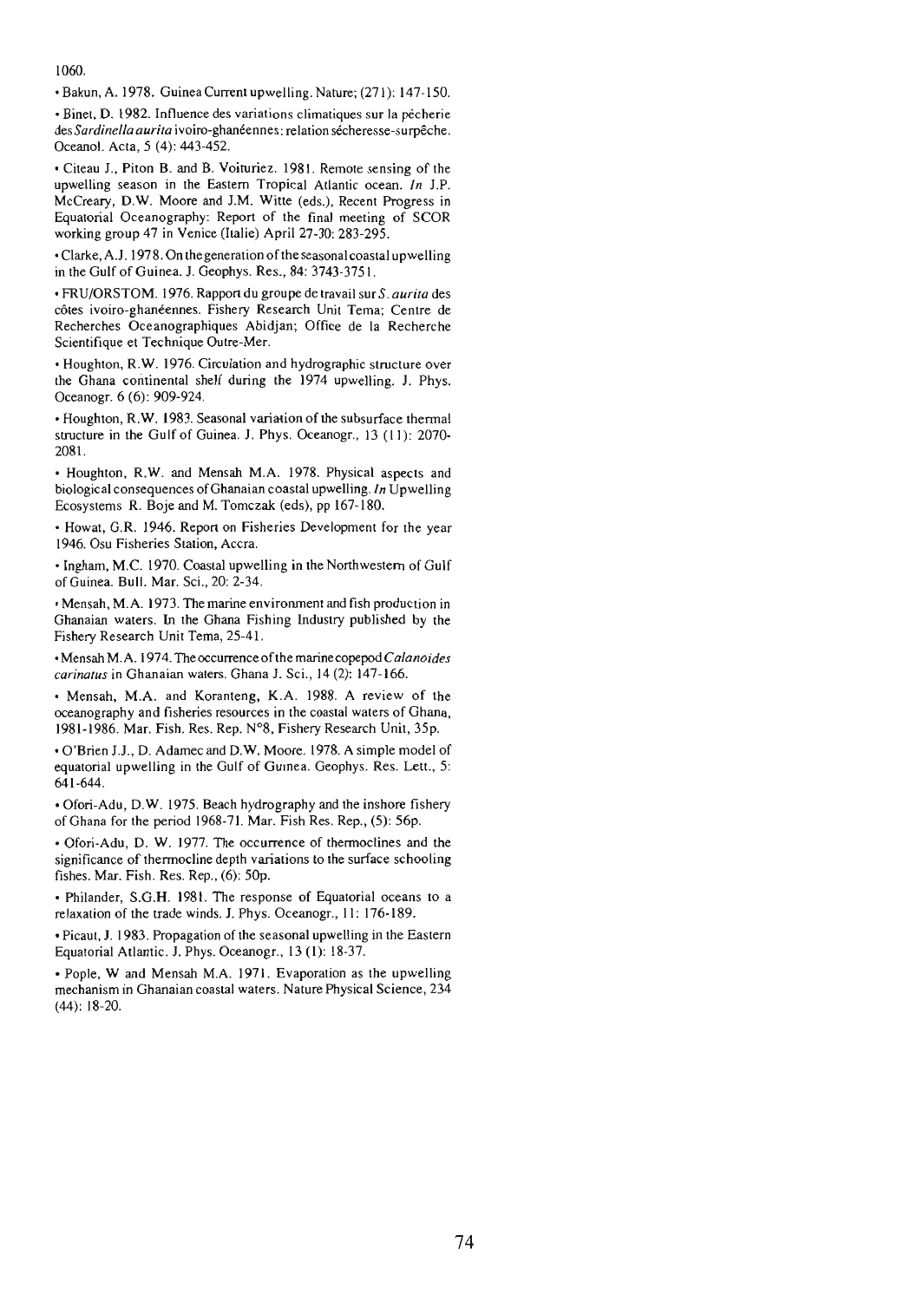1060.

- Bakun, A. 1978. Guinea Current upwelling. Nature; (271): 147-150.
- Binet, D. 1982. Influence des variations climatiques sur la pêcherie des *Sardinella aurita* ivoiro-ghanéennes: relation sécheresse-surpêche. Oceanol. Acta, 5 (4): 443-452.
- Citeau J., Piton B. and B. Voituriez. 1981. Remote sensing of the upwelling season in the Eastern Tropical Atlantic ocean. *In* J.P. McCreary, D.W. Moore and J.M. Witte (eds.), Recent Progress in Equatorial Oceanography: Report of the final meeting of SCOR working group 47 in Venice (Italie) April 27-30: 283-295.
- Clarke, A.J. 1978. On the generation of the seasonal coastal upwelling in the Gulf of Guinea. J. Geophys. Res., 84: 3743-3751.
- FRU/ORSTOM. 1976. Rapport du groupe de travail sur *S. aurita* des côtes ivoiro-ghanéennes. Fishery Research Unit Tema; Centre de Recherches Oceanographiques Abidjan; Office de la Recherche Scientifique et Technique Outre-Mer.
- Houghton, R.W. 1976. Circulation and hydrographic structure over the Ghana continental shelf during the 1974 upwelling. J. Phys. Oceanogr. 6 (6): 909-924.
- Houghton, R.W. 1983. Seasonal variation of the subsurface thermal structure in the Gulf of Guinea. J. Phys. Oceanogr., 13 (11): 2070-2081.
- Houghton, R.W. and Mensah M.A. 1978. Physical aspects and biological consequences of Ghanaian coastal upwelling. *In* Upwelling Ecosystems R. Boje and M. Tomczak (eds), pp 167-180.
- Howat, G.R. 1946. Report on Fisheries Development for the year 1946. Osu Fisheries Station, Accra.
- Ingham, M.C. 1970. Coastal upwelling in the Northwestern of Gulf of Guinea. Bull. Mar. Sci., 20: 2-34.
- Mensah, M.A. 1973. The marine environment and fish production in Ghanaian waters. In the Ghana Fishing Industry published by the Fishery Research Unit Tema, 25-41.
- Mensah M.A. 1974. The occurrence of the marine copepod *Calanoides carinatus* in Ghanaian waters. Ghana J. Sci., 14 (2): 147-166.
- Mensah, M.A. and Koranteng, K.A. 1988. A review of the oceanography and fisheries resources in the coastal waters of Ghana, 1981-1986. Mar. Fish. Res. Rep. N°8, Fishery Research Unit, 35p.
- O'Brien J.J., D. Adamec and D.W. Moore. 1978. A simple model of equatorial upwelling in the Gulf of Guinea. Geophys. Res. Lett., 5: 641-644.
- Ofori-Adu, D.W. 1975. Beach hydrography and the inshore fishery of Ghana for the period 1968-71. Mar. Fish Res. Rep., (5): 56p.
- Ofori-Adu, D. W. 1977. The occurrence of thermoclines and the significance of thermocline depth variations to the surface schooling fishes. Mar. Fish. Res. Rep., (6): 50p.
- Philander, S.G.H. 1981. The response of Equatorial oceans to a relaxation of the trade winds. J. Phys. Oceanogr., 11: 176-189.
- Picaut, J. 1983. Propagation of the seasonal upwelling in the Eastern Equatorial Atlantic. J. Phys. Oceanogr., 13 (1): 18-37.
- Pople, W and Mensah M.A. 1971. Evaporation as the upwelling mechanism in Ghanaian coastal waters. Nature Physical Science, 234 (44): 18-20.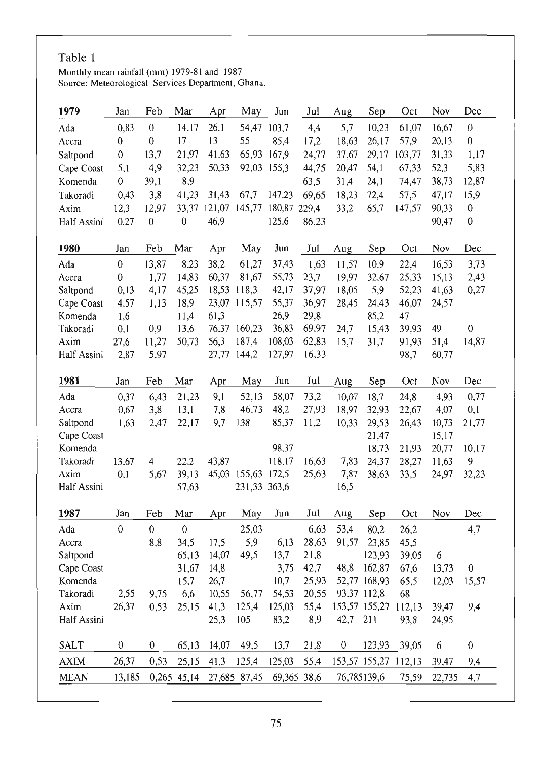Table 1

Monthly mean rainfall (mm) 1979-81 and 1987
Source: Meteorological Services Department, Ghana.

| 1979 | Jan | Feb | Mar | Apr | May | Jun | Jul | Aug | Sep | Oct | Nov | Dec |
|---|---|---|---|---|---|---|---|---|---|---|---|---|
| Ada | 0,83 | 0 | 14,17 | 26,1 | 54,47 | 103,7 | 4,4 | 5,7 | 10,23 | 61,07 | 16,67 | 0 |
| Accra | 0 | 0 | 17 | 13 | 55 | 85,4 | 17,2 | 18,63 | 26,17 | 57,9 | 20,13 | 0 |
| Saltpond | 0 | 13,7 | 21,97 | 41,63 | 65,93 | 167,9 | 24,77 | 37,67 | 29,17 | 103,77 | 31,33 | 1,17 |
| Cape Coast | 5,1 | 4,9 | 32,23 | 50,33 | 92,03 | 155,3 | 44,75 | 20,47 | 54,1 | 67,33 | 52,3 | 5,83 |
| Komenda | 0 | 39,1 | 8,9 | | | | 63,5 | 31,4 | 24,1 | 74,47 | 38,73 | 12,87 |
| Takoradi | 0,43 | 3,8 | 41,23 | 31,43 | 67,7 | 147,23 | 69,65 | 18,23 | 72,4 | 57,5 | 47,17 | 15,9 |
| Axim | 12,3 | 12,97 | 33,37 | 121,07 | 145,77 | 180,87 | 229,4 | 33,2 | 65,7 | 147,57 | 90,33 | 0 |
| Half Assini | 0,27 | 0 | 0 | 46,9 | | 125,6 | 86,23 | | | | 90,47 | 0 |

| 1980 | Jan | Feb | Mar | Apr | May | Jun | Jul | Aug | Sep | Oct | Nov | Dec |
|---|---|---|---|---|---|---|---|---|---|---|---|---|
| Ada | 0 | 13,87 | 8,23 | 38,2 | 61,27 | 37,43 | 1,63 | 11,57 | 10,9 | 22,4 | 16,53 | 3,73 |
| Accra | 0 | 1,77 | 14,83 | 60,37 | 81,67 | 55,73 | 23,7 | 19,97 | 32,67 | 25,33 | 15,13 | 2,43 |
| Saltpond | 0,13 | 4,17 | 45,25 | 18,53 | 118,3 | 42,17 | 37,97 | 18,05 | 5,9 | 52,23 | 41,63 | 0,27 |
| Cape Coast | 4,57 | 1,13 | 18,9 | 23,07 | 115,57 | 55,37 | 36,97 | 28,45 | 24,43 | 46,07 | 24,57 | |
| Komenda | 1,6 | | 11,4 | 61,3 | | 26,9 | 29,8 | | 85,2 | 47 | | |
| Takoradi | 0,1 | 0,9 | 13,6 | 76,37 | 160,23 | 36,83 | 69,97 | 24,7 | 15,43 | 39,93 | 49 | 0 |
| Axim | 27,6 | 11,27 | 50,73 | 56,3 | 187,4 | 108,03 | 62,83 | 15,7 | 31,7 | 91,93 | 51,4 | 14,87 |
| Half Assini | 2,87 | 5,97 | | 27,77 | 144,2 | 127,97 | 16,33 | | | 98,7 | 60,77 | |

| 1981 | Jan | Feb | Mar | Apr | May | Jun | Jul | Aug | Sep | Oct | Nov | Dec |
|---|---|---|---|---|---|---|---|---|---|---|---|---|
| Ada | 0,37 | 6,43 | 21,23 | 9,1 | 52,13 | 58,07 | 73,2 | 10,07 | 18,7 | 24,8 | 4,93 | 0,77 |
| Accra | 0,67 | 3,8 | 13,1 | 7,8 | 46,73 | 48,2 | 27,93 | 18,97 | 32,93 | 22,67 | 4,07 | 0,1 |
| Saltpond | 1,63 | 2,47 | 22,17 | 9,7 | 138 | 85,37 | 11,2 | 10,33 | 29,53 | 26,43 | 10,73 | 21,77 |
| Cape Coast | | | | | | | | | 21,47 | | 15,17 | |
| Komenda | | | | | | 98,37 | | | 18,73 | 21,93 | 20,77 | 10,17 |
| Takoradi | 13,67 | 4 | 22,2 | 43,87 | | 118,17 | 16,63 | 7,83 | 24,37 | 28,27 | 11,63 | 9 |
| Axim | 0,1 | 5,67 | 39,13 | 45,03 | 155,63 | 172,5 | 25,63 | 7,87 | 38,63 | 33,5 | 24,97 | 32,23 |
| Half Assini | | | 57,63 | | 231,33 | 363,6 | | 16,5 | | | | |

| 1987 | Jan | Feb | Mar | Apr | May | Jun | Jul | Aug | Sep | Oct | Nov | Dec |
|---|---|---|---|---|---|---|---|---|---|---|---|---|
| Ada | 0 | 0 | 0 | | 25,03 | | 6,63 | 53,4 | 80,2 | 26,2 | | 4,7 |
| Accra | | 8,8 | 34,5 | 17,5 | 5,9 | 6,13 | 28,63 | 91,57 | 23,85 | 45,5 | | |
| Saltpond | | | 65,13 | 14,07 | 49,5 | 13,7 | 21,8 | | 123,93 | 39,05 | 6 | |
| Cape Coast | | | 31,67 | 14,8 | | 3,75 | 42,7 | 48,8 | 162,87 | 67,6 | 13,73 | 0 |
| Komenda | | | 15,7 | 26,7 | | 10,7 | 25,93 | 52,77 | 168,93 | 65,5 | 12,03 | 15,57 |
| Takoradi | 2,55 | 9,75 | 6,6 | 10,55 | 56,77 | 54,53 | 20,55 | 93,37 | 112,8 | 68 | | |
| Axim | 26,37 | 0,53 | 25,15 | 41,3 | 125,4 | 125,03 | 55,4 | 153,57 | 155,27 | 112,13 | 39,47 | 9,4 |
| Half Assini | | | | 25,3 | 105 | 83,2 | 8,9 | 42,7 | 211 | 93,8 | 24,95 | |
| SALT | 0 | 0 | 65,13 | 14,07 | 49,5 | 13,7 | 21,8 | 0 | 123,93 | 39,05 | 6 | 0 |
| AXIM | 26,37 | 0,53 | 25,15 | 41,3 | 125,4 | 125,03 | 55,4 | 153,57 | 155,27 | 112,13 | 39,47 | 9,4 |
| MEAN | 13,185 | 0,265 | 45,14 | 27,685 | 87,45 | 69,365 | 38,6 | 76,785 | 139,6 | 75,59 | 22,735 | 4,7 |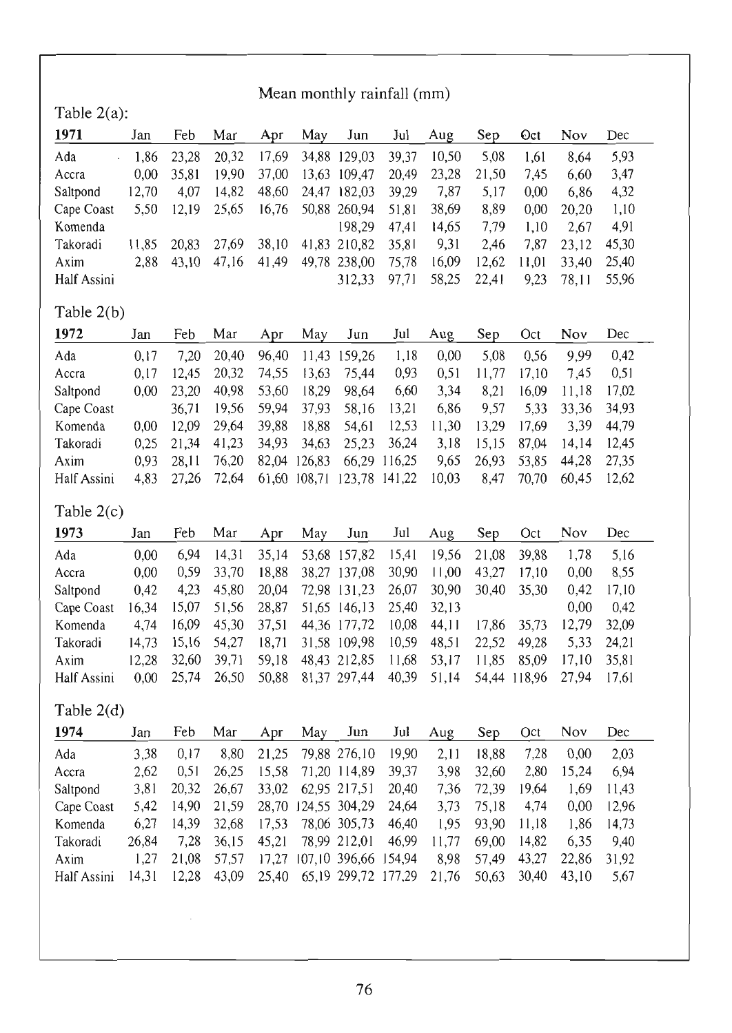Mean monthly rainfall (mm)

Table 2(a):

| 1971 | Jan | Feb | Mar | Apr | May | Jun | Jul | Aug | Sep | Oct | Nov | Dec |
|---|---|---|---|---|---|---|---|---|---|---|---|---|
| Ada | 1,86 | 23,28 | 20,32 | 17,69 | 34,88 | 129,03 | 39,37 | 10,50 | 5,08 | 1,61 | 8,64 | 5,93 |
| Accra | 0,00 | 35,81 | 19,90 | 37,00 | 13,63 | 109,47 | 20,49 | 23,28 | 21,50 | 7,45 | 6,60 | 3,47 |
| Saltpond | 12,70 | 4,07 | 14,82 | 48,60 | 24,47 | 182,03 | 39,29 | 7,87 | 5,17 | 0,00 | 6,86 | 4,32 |
| Cape Coast | 5,50 | 12,19 | 25,65 | 16,76 | 50,88 | 260,94 | 51,81 | 38,69 | 8,89 | 0,00 | 20,20 | 1,10 |
| Komenda | | | | | | 198,29 | 47,41 | 14,65 | 7,79 | 1,10 | 2,67 | 4,91 |
| Takoradi | 11,85 | 20,83 | 27,69 | 38,10 | 41,83 | 210,82 | 35,81 | 9,31 | 2,46 | 7,87 | 23,12 | 45,30 |
| Axim | 2,88 | 43,10 | 47,16 | 41,49 | 49,78 | 238,00 | 75,78 | 16,09 | 12,62 | 11,01 | 33,40 | 25,40 |
| Half Assini | | | | | | 312,33 | 97,71 | 58,25 | 22,41 | 9,23 | 78,11 | 55,96 |

Table 2(b)

| 1972 | Jan | Feb | Mar | Apr | May | Jun | Jul | Aug | Sep | Oct | Nov | Dec |
|---|---|---|---|---|---|---|---|---|---|---|---|---|
| Ada | 0,17 | 7,20 | 20,40 | 96,40 | 11,43 | 159,26 | 1,18 | 0,00 | 5,08 | 0,56 | 9,99 | 0,42 |
| Accra | 0,17 | 12,45 | 20,32 | 74,55 | 13,63 | 75,44 | 0,93 | 0,51 | 11,77 | 17,10 | 7,45 | 0,51 |
| Saltpond | 0,00 | 23,20 | 40,98 | 53,60 | 18,29 | 98,64 | 6,60 | 3,34 | 8,21 | 16,09 | 11,18 | 17,02 |
| Cape Coast | | 36,71 | 19,56 | 59,94 | 37,93 | 58,16 | 13,21 | 6,86 | 9,57 | 5,33 | 33,36 | 34,93 |
| Komenda | 0,00 | 12,09 | 29,64 | 39,88 | 18,88 | 54,61 | 12,53 | 11,30 | 13,29 | 17,69 | 3,39 | 44,79 |
| Takoradi | 0,25 | 21,34 | 41,23 | 34,93 | 34,63 | 25,23 | 36,24 | 3,18 | 15,15 | 87,04 | 14,14 | 12,45 |
| Axim | 0,93 | 28,11 | 76,20 | 82,04 | 126,83 | 66,29 | 116,25 | 9,65 | 26,93 | 53,85 | 44,28 | 27,35 |
| Half Assini | 4,83 | 27,26 | 72,64 | 61,60 | 108,71 | 123,78 | 141,22 | 10,03 | 8,47 | 70,70 | 60,45 | 12,62 |

Table 2(c)

| 1973 | Jan | Feb | Mar | Apr | May | Jun | Jul | Aug | Sep | Oct | Nov | Dec |
|---|---|---|---|---|---|---|---|---|---|---|---|---|
| Ada | 0,00 | 6,94 | 14,31 | 35,14 | 53,68 | 157,82 | 15,41 | 19,56 | 21,08 | 39,88 | 1,78 | 5,16 |
| Accra | 0,00 | 0,59 | 33,70 | 18,88 | 38,27 | 137,08 | 30,90 | 11,00 | 43,27 | 17,10 | 0,00 | 8,55 |
| Saltpond | 0,42 | 4,23 | 45,80 | 20,04 | 72,98 | 131,23 | 26,07 | 30,90 | 30,40 | 35,30 | 0,42 | 17,10 |
| Cape Coast | 16,34 | 15,07 | 51,56 | 28,87 | 51,65 | 146,13 | 25,40 | 32,13 | | | 0,00 | 0,42 |
| Komenda | 4,74 | 16,09 | 45,30 | 37,51 | 44,36 | 177,72 | 10,08 | 44,11 | 17,86 | 35,73 | 12,79 | 32,09 |
| Takoradi | 14,73 | 15,16 | 54,27 | 18,71 | 31,58 | 109,98 | 10,59 | 48,51 | 22,52 | 49,28 | 5,33 | 24,21 |
| Axim | 12,28 | 32,60 | 39,71 | 59,18 | 48,43 | 212,85 | 11,68 | 53,17 | 11,85 | 85,09 | 17,10 | 35,81 |
| Half Assini | 0,00 | 25,74 | 26,50 | 50,88 | 81,37 | 297,44 | 40,39 | 51,14 | 54,44 | 118,96 | 27,94 | 17,61 |

Table 2(d)

| 1974 | Jan | Feb | Mar | Apr | May | Jun | Jul | Aug | Sep | Oct | Nov | Dec |
|---|---|---|---|---|---|---|---|---|---|---|---|---|
| Ada | 3,38 | 0,17 | 8,80 | 21,25 | 79,88 | 276,10 | 19,90 | 2,11 | 18,88 | 7,28 | 0,00 | 2,03 |
| Accra | 2,62 | 0,51 | 26,25 | 15,58 | 71,20 | 114,89 | 39,37 | 3,98 | 32,60 | 2,80 | 15,24 | 6,94 |
| Saltpond | 3,81 | 20,32 | 26,67 | 33,02 | 62,95 | 217,51 | 20,40 | 7,36 | 72,39 | 19,64 | 1,69 | 11,43 |
| Cape Coast | 5,42 | 14,90 | 21,59 | 28,70 | 124,55 | 304,29 | 24,64 | 3,73 | 75,18 | 4,74 | 0,00 | 12,96 |
| Komenda | 6,27 | 14,39 | 32,68 | 17,53 | 78,06 | 305,73 | 46,40 | 1,95 | 93,90 | 11,18 | 1,86 | 14,73 |
| Takoradi | 26,84 | 7,28 | 36,15 | 45,21 | 78,99 | 212,01 | 46,99 | 11,77 | 69,00 | 14,82 | 6,35 | 9,40 |
| Axim | 1,27 | 21,08 | 57,57 | 17,27 | 107,10 | 396,66 | 154,94 | 8,98 | 57,49 | 43,27 | 22,86 | 31,92 |
| Half Assini | 14,31 | 12,28 | 43,09 | 25,40 | 65,19 | 299,72 | 177,29 | 21,76 | 50,63 | 30,40 | 43,10 | 5,67 |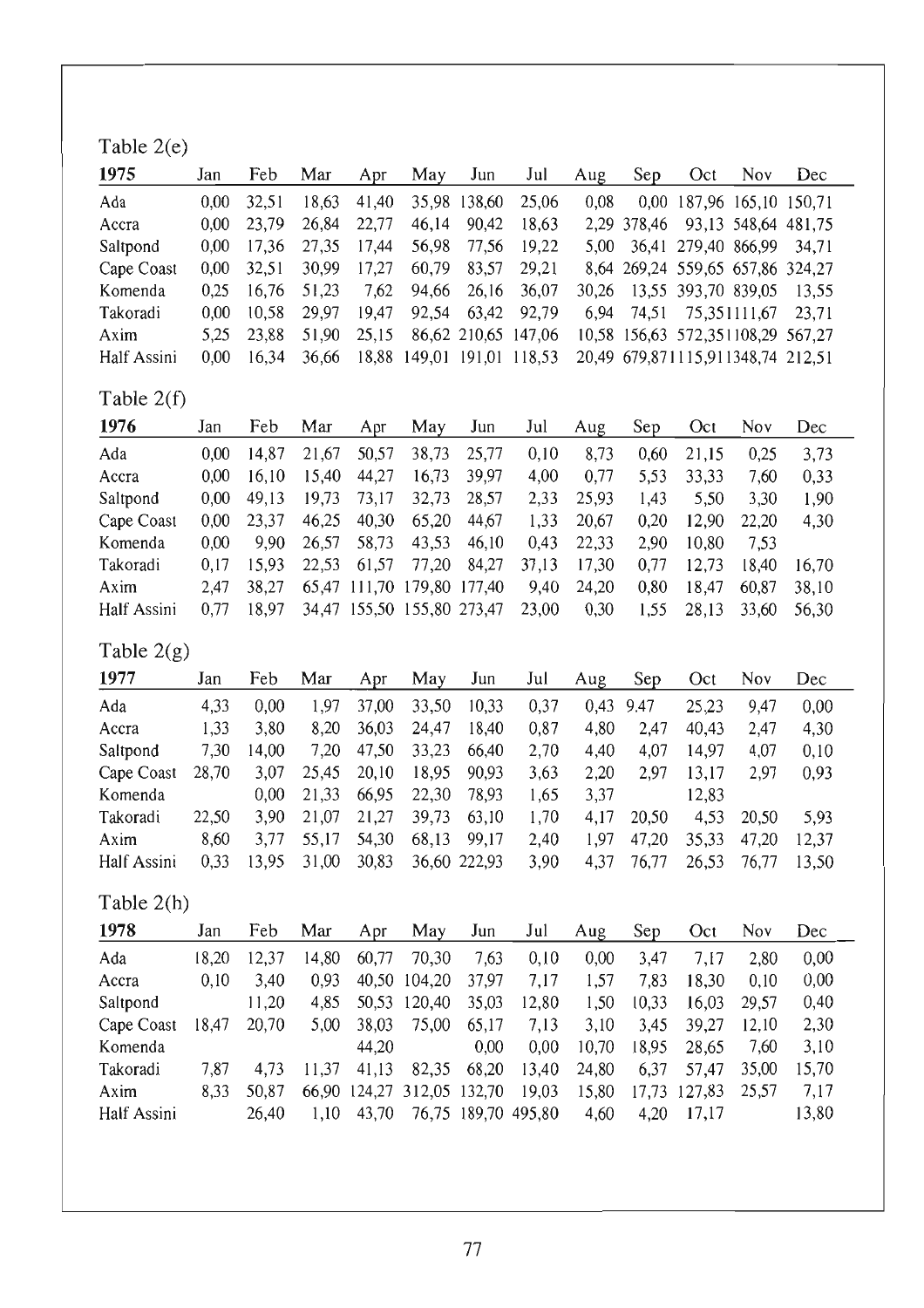Table 2(e)

| 1975 | Jan | Feb | Mar | Apr | May | Jun | Jul | Aug | Sep | Oct | Nov | Dec |
|---|---|---|---|---|---|---|---|---|---|---|---|---|
| Ada | 0,00 | 32,51 | 18,63 | 41,40 | 35,98 | 138,60 | 25,06 | 0,08 | 0,00 | 187,96 | 165,10 | 150,71 |
| Accra | 0,00 | 23,79 | 26,84 | 22,77 | 46,14 | 90,42 | 18,63 | 2,29 | 378,46 | 93,13 | 548,64 | 481,75 |
| Saltpond | 0,00 | 17,36 | 27,35 | 17,44 | 56,98 | 77,56 | 19,22 | 5,00 | 36,41 | 279,40 | 866,99 | 34,71 |
| Cape Coast | 0,00 | 32,51 | 30,99 | 17,27 | 60,79 | 83,57 | 29,21 | 8,64 | 269,24 | 559,65 | 657,86 | 324,27 |
| Komenda | 0,25 | 16,76 | 51,23 | 7,62 | 94,66 | 26,16 | 36,07 | 30,26 | 13,55 | 393,70 | 839,05 | 13,55 |
| Takoradi | 0,00 | 10,58 | 29,97 | 19,47 | 92,54 | 63,42 | 92,79 | 6,94 | 74,51 | 75,35 | 1111,67 | 23,71 |
| Axim | 5,25 | 23,88 | 51,90 | 25,15 | 86,62 | 210,65 | 147,06 | 10,58 | 156,63 | 572,35 | 1108,29 | 567,27 |
| Half Assini | 0,00 | 16,34 | 36,66 | 18,88 | 149,01 | 191,01 | 118,53 | 20,49 | 679,87 | 1115,91 | 1348,74 | 212,51 |

Table 2(f)

| 1976 | Jan | Feb | Mar | Apr | May | Jun | Jul | Aug | Sep | Oct | Nov | Dec |
|---|---|---|---|---|---|---|---|---|---|---|---|---|
| Ada | 0,00 | 14,87 | 21,67 | 50,57 | 38,73 | 25,77 | 0,10 | 8,73 | 0,60 | 21,15 | 0,25 | 3,73 |
| Accra | 0,00 | 16,10 | 15,40 | 44,27 | 16,73 | 39,97 | 4,00 | 0,77 | 5,53 | 33,33 | 7,60 | 0,33 |
| Saltpond | 0,00 | 49,13 | 19,73 | 73,17 | 32,73 | 28,57 | 2,33 | 25,93 | 1,43 | 5,50 | 3,30 | 1,90 |
| Cape Coast | 0,00 | 23,37 | 46,25 | 40,30 | 65,20 | 44,67 | 1,33 | 20,67 | 0,20 | 12,90 | 22,20 | 4,30 |
| Komenda | 0,00 | 9,90 | 26,57 | 58,73 | 43,53 | 46,10 | 0,43 | 22,33 | 2,90 | 10,80 | 7,53 | |
| Takoradi | 0,17 | 15,93 | 22,53 | 61,57 | 77,20 | 84,27 | 37,13 | 17,30 | 0,77 | 12,73 | 18,40 | 16,70 |
| Axim | 2,47 | 38,27 | 65,47 | 111,70 | 179,80 | 177,40 | 9,40 | 24,20 | 0,80 | 18,47 | 60,87 | 38,10 |
| Half Assini | 0,77 | 18,97 | 34,47 | 155,50 | 155,80 | 273,47 | 23,00 | 0,30 | 1,55 | 28,13 | 33,60 | 56,30 |

Table 2(g)

| 1977 | Jan | Feb | Mar | Apr | May | Jun | Jul | Aug | Sep | Oct | Nov | Dec |
|---|---|---|---|---|---|---|---|---|---|---|---|---|
| Ada | 4,33 | 0,00 | 1,97 | 37,00 | 33,50 | 10,33 | 0,37 | 0,43 | 9.47 | 25,23 | 9,47 | 0,00 |
| Accra | 1,33 | 3,80 | 8,20 | 36,03 | 24,47 | 18,40 | 0,87 | 4,80 | 2,47 | 40,43 | 2,47 | 4,30 |
| Saltpond | 7,30 | 14,00 | 7,20 | 47,50 | 33,23 | 66,40 | 2,70 | 4,40 | 4,07 | 14,97 | 4,07 | 0,10 |
| Cape Coast | 28,70 | 3,07 | 25,45 | 20,10 | 18,95 | 90,93 | 3,63 | 2,20 | 2,97 | 13,17 | 2,97 | 0,93 |
| Komenda | | 0,00 | 21,33 | 66,95 | 22,30 | 78,93 | 1,65 | 3,37 | | 12,83 | | |
| Takoradi | 22,50 | 3,90 | 21,07 | 21,27 | 39,73 | 63,10 | 1,70 | 4,17 | 20,50 | 4,53 | 20,50 | 5,93 |
| Axim | 8,60 | 3,77 | 55,17 | 54,30 | 68,13 | 99,17 | 2,40 | 1,97 | 47,20 | 35,33 | 47,20 | 12,37 |
| Half Assini | 0,33 | 13,95 | 31,00 | 30,83 | 36,60 | 222,93 | 3,90 | 4,37 | 76,77 | 26,53 | 76,77 | 13,50 |

Table 2(h)

| 1978 | Jan | Feb | Mar | Apr | May | Jun | Jul | Aug | Sep | Oct | Nov | Dec |
|---|---|---|---|---|---|---|---|---|---|---|---|---|
| Ada | 18,20 | 12,37 | 14,80 | 60,77 | 70,30 | 7,63 | 0,10 | 0,00 | 3,47 | 7,17 | 2,80 | 0,00 |
| Accra | 0,10 | 3,40 | 0,93 | 40,50 | 104,20 | 37,97 | 7,17 | 1,57 | 7,83 | 18,30 | 0,10 | 0,00 |
| Saltpond | | 11,20 | 4,85 | 50,53 | 120,40 | 35,03 | 12,80 | 1,50 | 10,33 | 16,03 | 29,57 | 0,40 |
| Cape Coast | 18,47 | 20,70 | 5,00 | 38,03 | 75,00 | 65,17 | 7,13 | 3,10 | 3,45 | 39,27 | 12,10 | 2,30 |
| Komenda | | | | 44,20 | | 0,00 | 0,00 | 10,70 | 18,95 | 28,65 | 7,60 | 3,10 |
| Takoradi | 7,87 | 4,73 | 11,37 | 41,13 | 82,35 | 68,20 | 13,40 | 24,80 | 6,37 | 57,47 | 35,00 | 15,70 |
| Axim | 8,33 | 50,87 | 66,90 | 124,27 | 312,05 | 132,70 | 19,03 | 15,80 | 17,73 | 127,83 | 25,57 | 7,17 |
| Half Assini | | 26,40 | 1,10 | 43,70 | 76,75 | 189,70 | 495,80 | 4,60 | 4,20 | 17,17 | | 13,80 |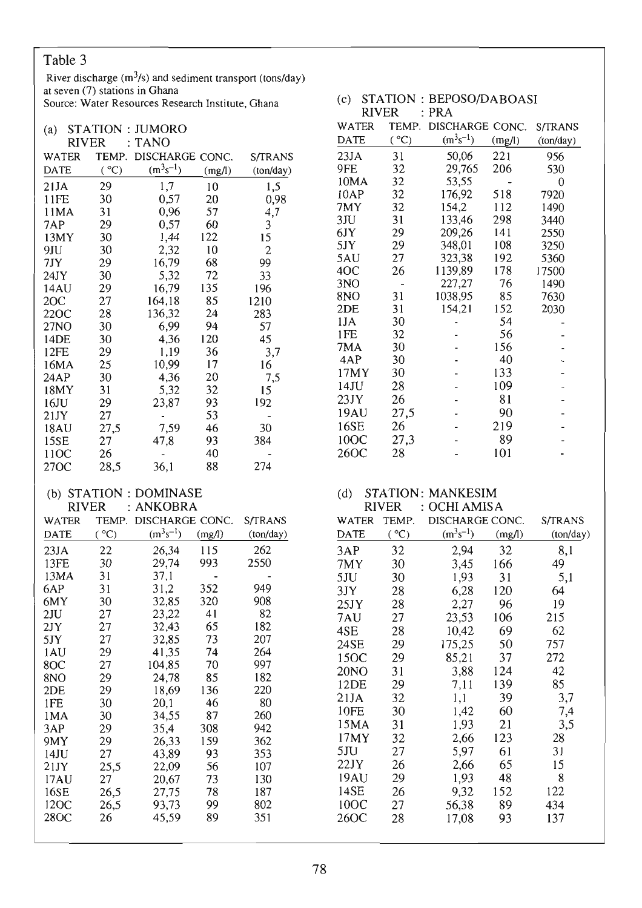## Table 3

River discharge ($m^3/s$) and sediment transport (tons/day) at seven (7) stations in Ghana
Source: Water Resources Research Institute, Ghana

### (a) STATION : JUMORO
RIVER : TANO

| WATER DATE | TEMP. (°C) | DISCHARGE ($m^3s^{-1}$) | CONC. (mg/l) | S/TRANS (ton/day) |
|---|---|---|---|---|
| 21JA | 29 | 1,7 | 10 | 1,5 |
| 11FE | 30 | 0,57 | 20 | 0,98 |
| 11MA | 31 | 0,96 | 57 | 4,7 |
| 7AP | 29 | 0,57 | 60 | 3 |
| 13MY | 30 | 1,44 | 122 | 15 |
| 9JU | 30 | 2,32 | 10 | 2 |
| 7JY | 29 | 16,79 | 68 | 99 |
| 24JY | 30 | 5,32 | 72 | 33 |
| 14AU | 29 | 16,79 | 135 | 196 |
| 2OC | 27 | 164,18 | 85 | 1210 |
| 22OC | 28 | 136,32 | 24 | 283 |
| 27NO | 30 | 6,99 | 94 | 57 |
| 14DE | 30 | 4,36 | 120 | 45 |
| 12FE | 29 | 1,19 | 36 | 3,7 |
| 16MA | 25 | 10,99 | 17 | 16 |
| 24AP | 30 | 4,36 | 20 | 7,5 |
| 18MY | 31 | 5,32 | 32 | 15 |
| 16JU | 29 | 23,87 | 93 | 192 |
| 21JY | 27 | - | 53 | - |
| 18AU | 27,5 | 7,59 | 46 | 30 |
| 15SE | 27 | 47,8 | 93 | 384 |
| 11OC | 26 | - | 40 | - |
| 27OC | 28,5 | 36,1 | 88 | 274 |

### (b) STATION : DOMINASE
RIVER : ANKOBRA

| WATER DATE | TEMP. (°C) | DISCHARGE ($m^3s^{-1}$) | CONC. (mg/l) | S/TRANS (ton/day) |
|---|---|---|---|---|
| 23JA | 22 | 26,34 | 115 | 262 |
| 13FE | 30 | 29,74 | 993 | 2550 |
| 13MA | 31 | 37,1 | - | - |
| 6AP | 31 | 31,2 | 352 | 949 |
| 6MY | 30 | 32,85 | 320 | 908 |
| 2JU | 27 | 23,22 | 41 | 82 |
| 2JY | 27 | 32,43 | 65 | 182 |
| 5JY | 27 | 32,85 | 73 | 207 |
| 1AU | 29 | 41,35 | 74 | 264 |
| 8OC | 27 | 104,85 | 70 | 997 |
| 8NO | 29 | 24,78 | 85 | 182 |
| 2DE | 29 | 18,69 | 136 | 220 |
| 1FE | 30 | 20,1 | 46 | 80 |
| 1MA | 30 | 34,55 | 87 | 260 |
| 3AP | 29 | 35,4 | 308 | 942 |
| 9MY | 29 | 26,33 | 159 | 362 |
| 14JU | 27 | 43,89 | 93 | 353 |
| 21JY | 25,5 | 22,09 | 56 | 107 |
| 17AU | 27 | 20,67 | 73 | 130 |
| 16SE | 26,5 | 27,75 | 78 | 187 |
| 12OC | 26,5 | 93,73 | 99 | 802 |
| 28OC | 26 | 45,59 | 89 | 351 |

### (c) STATION : BEPOSO/DABOASI
RIVER : PRA

| WATER DATE | TEMP. (°C) | DISCHARGE ($m^3s^{-1}$) | CONC. (mg/l) | S/TRANS (ton/day) |
|---|---|---|---|---|
| 23JA | 31 | 50,06 | 221 | 956 |
| 9FE | 32 | 29,765 | 206 | 530 |
| 10MA | 32 | 53,55 | - | 0 |
| 10AP | 32 | 176,92 | 518 | 7920 |
| 7MY | 32 | 154,2 | 112 | 1490 |
| 3JU | 31 | 133,46 | 298 | 3440 |
| 6JY | 29 | 209,26 | 141 | 2550 |
| 5JY | 29 | 348,01 | 108 | 3250 |
| 5AU | 27 | 323,38 | 192 | 5360 |
| 4OC | 26 | 1139,89 | 178 | 17500 |
| 3NO | - | 227,27 | 76 | 1490 |
| 8NO | 31 | 1038,95 | 85 | 7630 |
| 2DE | 31 | 154,21 | 152 | 2030 |
| 1JA | 30 | - | 54 | - |
| 1FE | 32 | - | 56 | - |
| 7MA | 30 | - | 156 | - |
| 4AP | 30 | - | 40 | - |
| 17MY | 30 | - | 133 | - |
| 14JU | 28 | - | 109 | - |
| 23JY | 26 | - | 81 | - |
| 19AU | 27,5 | - | 90 | - |
| 16SE | 26 | - | 219 | - |
| 10OC | 27,3 | - | 89 | - |
| 26OC | 28 | - | 101 | - |

### (d) STATION: MANKESIM
RIVER : OCHI AMISA

| WATER DATE | TEMP. (°C) | DISCHARGE ($m^3s^{-1}$) | CONC. (mg/l) | S/TRANS (ton/day) |
|---|---|---|---|---|
| 3AP | 32 | 2,94 | 32 | 8,1 |
| 7MY | 30 | 3,45 | 166 | 49 |
| 5JU | 30 | 1,93 | 31 | 5,1 |
| 3JY | 28 | 6,28 | 120 | 64 |
| 25JY | 28 | 2,27 | 96 | 19 |
| 7AU | 27 | 23,53 | 106 | 215 |
| 4SE | 28 | 10,42 | 69 | 62 |
| 24SE | 29 | 175,25 | 50 | 757 |
| 15OC | 29 | 85,21 | 37 | 272 |
| 20NO | 31 | 3,88 | 124 | 42 |
| 12DE | 29 | 7,11 | 139 | 85 |
| 21JA | 32 | 1,1 | 39 | 3,7 |
| 10FE | 30 | 1,42 | 60 | 7,4 |
| 15MA | 31 | 1,93 | 21 | 3,5 |
| 17MY | 32 | 2,66 | 123 | 28 |
| 5JU | 27 | 5,97 | 61 | 31 |
| 22JY | 26 | 2,66 | 65 | 15 |
| 19AU | 29 | 1,93 | 48 | 8 |
| 14SE | 26 | 9,32 | 152 | 122 |
| 10OC | 27 | 56,38 | 89 | 434 |
| 26OC | 28 | 17,08 | 93 | 137 |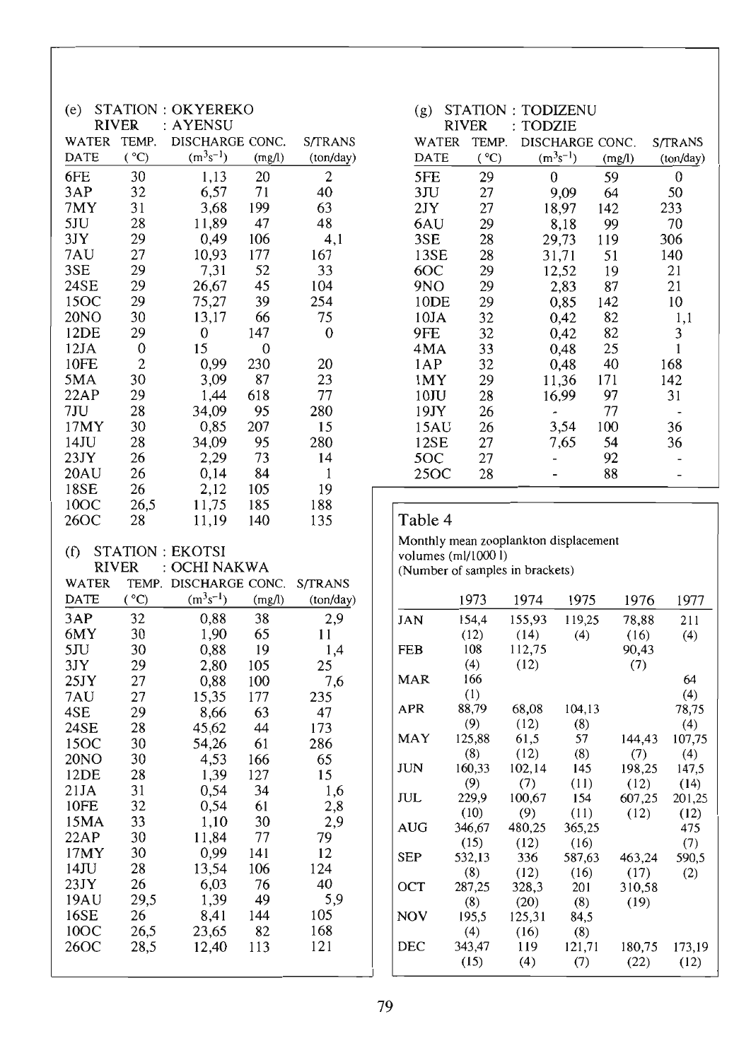(e) STATION : OKYEREKO
RIVER : AYENSU

| WATER DATE | TEMP. (°C) | DISCHARGE ($m^3s^{-1}$) | CONC. (mg/l) | S/TRANS (ton/day) |
|---|---|---|---|---|
| 6FE | 30 | 1,13 | 20 | 2 |
| 3AP | 32 | 6,57 | 71 | 40 |
| 7MY | 31 | 3,68 | 199 | 63 |
| 5JU | 28 | 11,89 | 47 | 48 |
| 3JY | 29 | 0,49 | 106 | 4,1 |
| 7AU | 27 | 10,93 | 177 | 167 |
| 3SE | 29 | 7,31 | 52 | 33 |
| 24SE | 29 | 26,67 | 45 | 104 |
| 15OC | 29 | 75,27 | 39 | 254 |
| 20NO | 30 | 13,17 | 66 | 75 |
| 12DE | 29 | 0 | 147 | 0 |
| 12JA | 0 | 15 | 0 | |
| 10FE | 2 | 0,99 | 230 | 20 |
| 5MA | 30 | 3,09 | 87 | 23 |
| 22AP | 29 | 1,44 | 618 | 77 |
| 7JU | 28 | 34,09 | 95 | 280 |
| 17MY | 30 | 0,85 | 207 | 15 |
| 14JU | 28 | 34,09 | 95 | 280 |
| 23JY | 26 | 2,29 | 73 | 14 |
| 20AU | 26 | 0,14 | 84 | 1 |
| 18SE | 26 | 2,12 | 105 | 19 |
| 10OC | 26,5 | 11,75 | 185 | 188 |
| 26OC | 28 | 11,19 | 140 | 135 |

(f) STATION : EKOTSI
RIVER : OCHI NAKWA

| WATER DATE | TEMP. (°C) | DISCHARGE ($m^3s^{-1}$) | CONC. (mg/l) | S/TRANS (ton/day) |
|---|---|---|---|---|
| 3AP | 32 | 0,88 | 38 | 2,9 |
| 6MY | 30 | 1,90 | 65 | 11 |
| 5JU | 30 | 0,88 | 19 | 1,4 |
| 3JY | 29 | 2,80 | 105 | 25 |
| 25JY | 27 | 0,88 | 100 | 7,6 |
| 7AU | 27 | 15,35 | 177 | 235 |
| 4SE | 29 | 8,66 | 63 | 47 |
| 24SE | 28 | 45,62 | 44 | 173 |
| 15OC | 30 | 54,26 | 61 | 286 |
| 20NO | 30 | 4,53 | 166 | 65 |
| 12DE | 28 | 1,39 | 127 | 15 |
| 21JA | 31 | 0,54 | 34 | 1,6 |
| 10FE | 32 | 0,54 | 61 | 2,8 |
| 15MA | 33 | 1,10 | 30 | 2,9 |
| 22AP | 30 | 11,84 | 77 | 79 |
| 17MY | 30 | 0,99 | 141 | 12 |
| 14JU | 28 | 13,54 | 106 | 124 |
| 23JY | 26 | 6,03 | 76 | 40 |
| 19AU | 29,5 | 1,39 | 49 | 5,9 |
| 16SE | 26 | 8,41 | 144 | 105 |
| 10OC | 26,5 | 23,65 | 82 | 168 |
| 26OC | 28,5 | 12,40 | 113 | 121 |

(g) STATION : TODIZENU
RIVER : TODZIE

| WATER DATE | TEMP. (°C) | DISCHARGE ($m^3s^{-1}$) | CONC. (mg/l) | S/TRANS (ton/day) |
|---|---|---|---|---|
| 5FE | 29 | 0 | 59 | 0 |
| 3JU | 27 | 9,09 | 64 | 50 |
| 2JY | 27 | 18,97 | 142 | 233 |
| 6AU | 29 | 8,18 | 99 | 70 |
| 3SE | 28 | 29,73 | 119 | 306 |
| 13SE | 28 | 31,71 | 51 | 140 |
| 6OC | 29 | 12,52 | 19 | 21 |
| 9NO | 29 | 2,83 | 87 | 21 |
| 10DE | 29 | 0,85 | 142 | 10 |
| 10JA | 32 | 0,42 | 82 | 1,1 |
| 9FE | 32 | 0,42 | 82 | 3 |
| 4MA | 33 | 0,48 | 25 | 1 |
| 1AP | 32 | 0,48 | 40 | 168 |
| 1MY | 29 | 11,36 | 171 | 142 |
| 10JU | 28 | 16,99 | 97 | 31 |
| 19JY | 26 | - | 77 | - |
| 15AU | 26 | 3,54 | 100 | 36 |
| 12SE | 27 | 7,65 | 54 | 36 |
| 5OC | 27 | - | 92 | - |
| 25OC | 28 | - | 88 | - |

Table 4

Monthly mean zooplankton displacement volumes (ml/1000 l)
(Number of samples in brackets)

| | 1973 | 1974 | 1975 | 1976 | 1977 |
|---|---|---|---|---|---|
| JAN | 154,4 (12) | 155,93 (14) | 119,25 (4) | 78,88 (16) | 211 (4) |
| FEB | 108 (4) | 112,75 (12) | | 90,43 (7) | |
| MAR | 166 (1) | | | | 64 (4) |
| APR | 88,79 (9) | 68,08 (12) | 104,13 (8) | | 78,75 (4) |
| MAY | 125,88 (8) | 61,5 (12) | 57 (8) | 144,43 (7) | 107,75 (4) |
| JUN | 160,33 (9) | 102,14 (7) | 145 (11) | 198,25 (12) | 147,5 (14) |
| JUL | 229,9 (10) | 100,67 (9) | 154 (11) | 607,25 (12) | 201,25 (12) |
| AUG | 346,67 (15) | 480,25 (12) | 365,25 (16) | | 475 (7) |
| SEP | 532,13 (8) | 336 (12) | 587,63 (16) | 463,24 (17) | 590,5 (2) |
| OCT | 287,25 (8) | 328,3 (20) | 201 (8) | 310,58 (19) | |
| NOV | 195,5 (4) | 125,31 (16) | 84,5 (8) | | |
| DEC | 343,47 (15) | 119 (4) | 121,71 (7) | 180,75 (22) | 173,19 (12) |